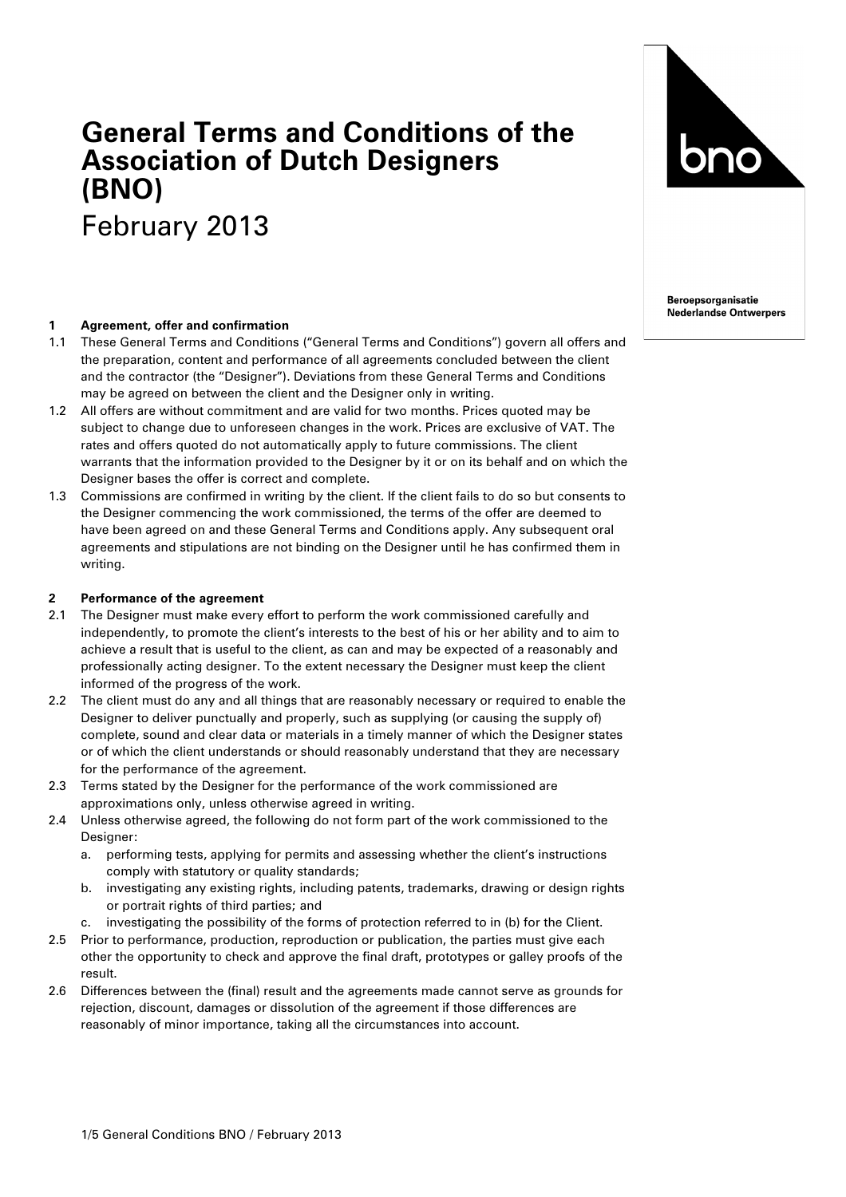# General Terms and Conditions of the Association of Dutch Designers (BNO)

February 2013

**Beroepsorganisatie Nederlandse Ontwerpers**

### 1 Agreement, offer and confirmation

1.1 These General Terms and Conditions ("General Terms and Conditions") govern all offers and the preparation, content and performance of all agreements concluded between the client and the contractor (the "Designer"). Deviations from these General Terms and Conditions may be agreed on between the client and the Designer only in writing.

1.2 All offers are without commitment and are valid for two months. Prices quoted may be subject to change due to unforeseen changes in the work. Prices are exclusive of VAT. The rates and offers quoted do not automatically apply to future commissions. The client warrants that the information provided to the Designer by it or on its behalf and on which the Designer bases the offer is correct and complete.

1.3 Commissions are confirmed in writing by the client. If the client fails to do so but consents to the Designer commencing the work commissioned, the terms of the offer are deemed to have been agreed on and these General Terms and Conditions apply. Any subsequent oral agreements and stipulations are not binding on the Designer until he has confirmed them in writing.

### 2 Performance of the agreement

2.1 The Designer must make every effort to perform the work commissioned carefully and independently, to promote the client's interests to the best of his or her ability and to aim to achieve a result that is useful to the client, as can and may be expected of a reasonably and professionally acting designer. To the extent necessary the Designer must keep the client informed of the progress of the work.

2.2 The client must do any and all things that are reasonably necessary or required to enable the Designer to deliver punctually and properly, such as supplying (or causing the supply of) complete, sound and clear data or materials in a timely manner of which the Designer states or of which the client understands or should reasonably understand that they are necessary for the performance of the agreement.

2.3 Terms stated by the Designer for the performance of the work commissioned are approximations only, unless otherwise agreed in writing.

2.4 Unless otherwise agreed, the following do not form part of the work commissioned to the Designer:

a. performing tests, applying for permits and assessing whether the client's instructions comply with statutory or quality standards;

b. investigating any existing rights, including patents, trademarks, drawing or design rights or portrait rights of third parties; and

c. investigating the possibility of the forms of protection referred to in (b) for the Client.

2.5 Prior to performance, production, reproduction or publication, the parties must give each other the opportunity to check and approve the final draft, prototypes or galley proofs of the result.

2.6 Differences between the (final) result and the agreements made cannot serve as grounds for rejection, discount, damages or dissolution of the agreement if those differences are reasonably of minor importance, taking all the circumstances into account.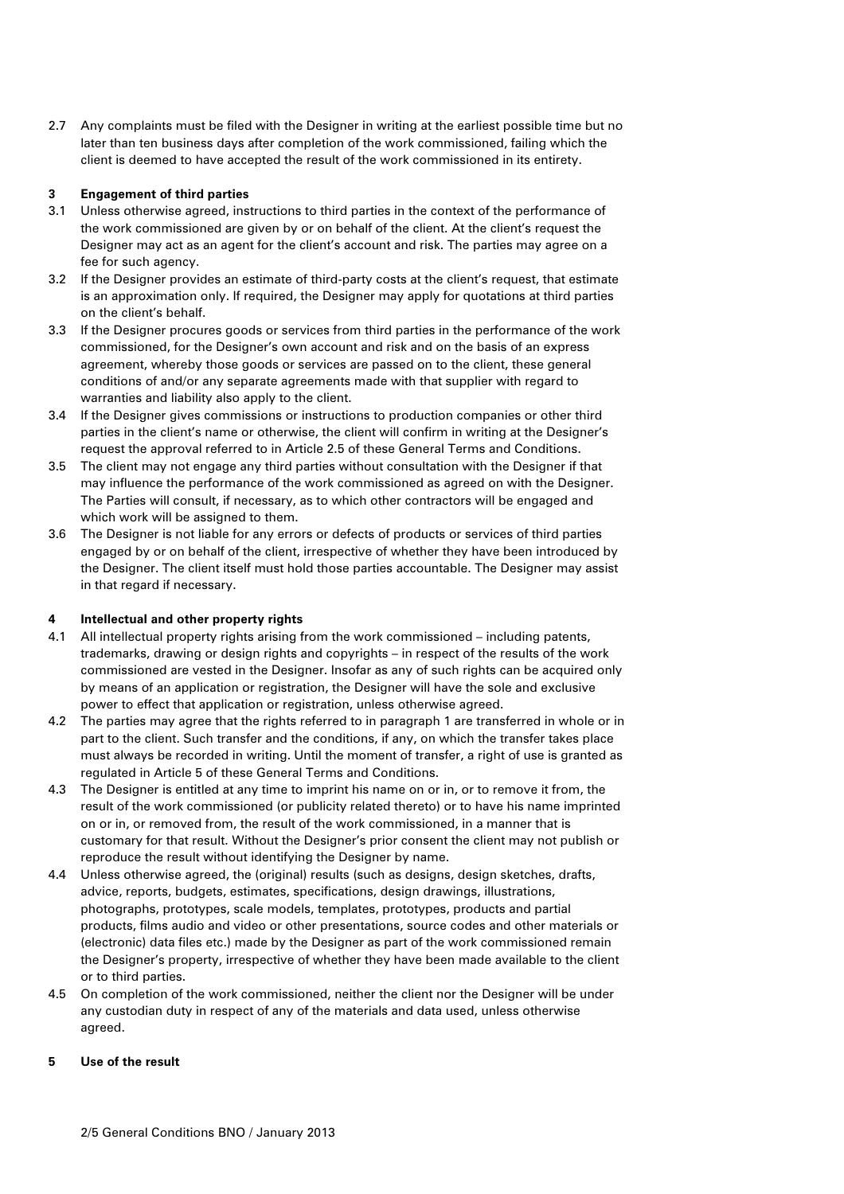2.7 Any complaints must be filed with the Designer in writing at the earliest possible time but no later than ten business days after completion of the work commissioned, failing which the client is deemed to have accepted the result of the work commissioned in its entirety.

## 3 Engagement of third parties

3.1 Unless otherwise agreed, instructions to third parties in the context of the performance of the work commissioned are given by or on behalf of the client. At the client's request the Designer may act as an agent for the client's account and risk. The parties may agree on a fee for such agency.

3.2 If the Designer provides an estimate of third-party costs at the client's request, that estimate is an approximation only. If required, the Designer may apply for quotations at third parties on the client's behalf.

3.3 If the Designer procures goods or services from third parties in the performance of the work commissioned, for the Designer's own account and risk and on the basis of an express agreement, whereby those goods or services are passed on to the client, these general conditions of and/or any separate agreements made with that supplier with regard to warranties and liability also apply to the client.

3.4 If the Designer gives commissions or instructions to production companies or other third parties in the client's name or otherwise, the client will confirm in writing at the Designer's request the approval referred to in Article 2.5 of these General Terms and Conditions.

3.5 The client may not engage any third parties without consultation with the Designer if that may influence the performance of the work commissioned as agreed on with the Designer. The Parties will consult, if necessary, as to which other contractors will be engaged and which work will be assigned to them.

3.6 The Designer is not liable for any errors or defects of products or services of third parties engaged by or on behalf of the client, irrespective of whether they have been introduced by the Designer. The client itself must hold those parties accountable. The Designer may assist in that regard if necessary.

## 4 Intellectual and other property rights

4.1 All intellectual property rights arising from the work commissioned – including patents, trademarks, drawing or design rights and copyrights – in respect of the results of the work commissioned are vested in the Designer. Insofar as any of such rights can be acquired only by means of an application or registration, the Designer will have the sole and exclusive power to effect that application or registration, unless otherwise agreed.

4.2 The parties may agree that the rights referred to in paragraph 1 are transferred in whole or in part to the client. Such transfer and the conditions, if any, on which the transfer takes place must always be recorded in writing. Until the moment of transfer, a right of use is granted as regulated in Article 5 of these General Terms and Conditions.

4.3 The Designer is entitled at any time to imprint his name on or in, or to remove it from, the result of the work commissioned (or publicity related thereto) or to have his name imprinted on or in, or removed from, the result of the work commissioned, in a manner that is customary for that result. Without the Designer's prior consent the client may not publish or reproduce the result without identifying the Designer by name.

4.4 Unless otherwise agreed, the (original) results (such as designs, design sketches, drafts, advice, reports, budgets, estimates, specifications, design drawings, illustrations, photographs, prototypes, scale models, templates, prototypes, products and partial products, films audio and video or other presentations, source codes and other materials or (electronic) data files etc.) made by the Designer as part of the work commissioned remain the Designer's property, irrespective of whether they have been made available to the client or to third parties.

4.5 On completion of the work commissioned, neither the client nor the Designer will be under any custodian duty in respect of any of the materials and data used, unless otherwise agreed.

## 5 Use of the result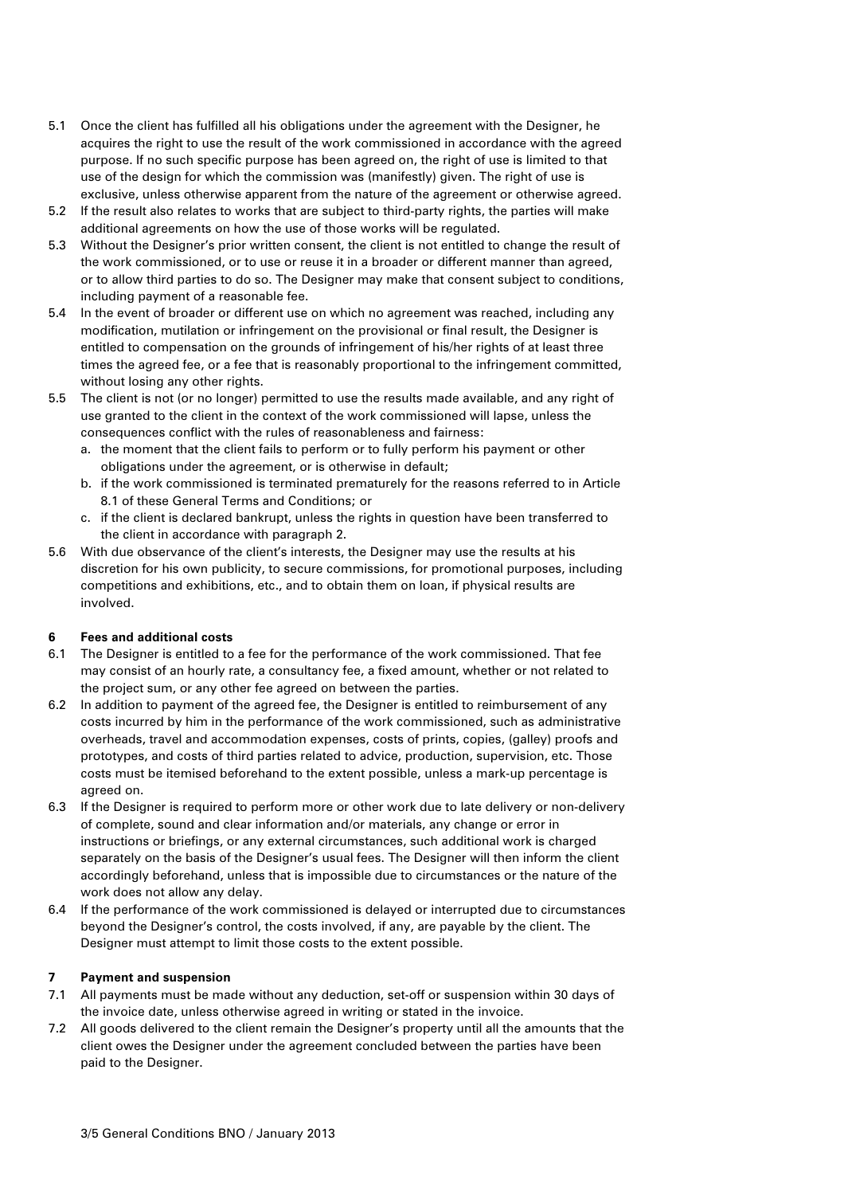5.1 Once the client has fulfilled all his obligations under the agreement with the Designer, he acquires the right to use the result of the work commissioned in accordance with the agreed purpose. If no such specific purpose has been agreed on, the right of use is limited to that use of the design for which the commission was (manifestly) given. The right of use is exclusive, unless otherwise apparent from the nature of the agreement or otherwise agreed.

5.2 If the result also relates to works that are subject to third-party rights, the parties will make additional agreements on how the use of those works will be regulated.

5.3 Without the Designer's prior written consent, the client is not entitled to change the result of the work commissioned, or to use or reuse it in a broader or different manner than agreed, or to allow third parties to do so. The Designer may make that consent subject to conditions, including payment of a reasonable fee.

5.4 In the event of broader or different use on which no agreement was reached, including any modification, mutilation or infringement on the provisional or final result, the Designer is entitled to compensation on the grounds of infringement of his/her rights of at least three times the agreed fee, or a fee that is reasonably proportional to the infringement committed, without losing any other rights.

5.5 The client is not (or no longer) permitted to use the results made available, and any right of use granted to the client in the context of the work commissioned will lapse, unless the consequences conflict with the rules of reasonableness and fairness:
   a. the moment that the client fails to perform or to fully perform his payment or other obligations under the agreement, or is otherwise in default;
   b. if the work commissioned is terminated prematurely for the reasons referred to in Article 8.1 of these General Terms and Conditions; or
   c. if the client is declared bankrupt, unless the rights in question have been transferred to the client in accordance with paragraph 2.

5.6 With due observance of the client's interests, the Designer may use the results at his discretion for his own publicity, to secure commissions, for promotional purposes, including competitions and exhibitions, etc., and to obtain them on loan, if physical results are involved.

## 6 Fees and additional costs

6.1 The Designer is entitled to a fee for the performance of the work commissioned. That fee may consist of an hourly rate, a consultancy fee, a fixed amount, whether or not related to the project sum, or any other fee agreed on between the parties.

6.2 In addition to payment of the agreed fee, the Designer is entitled to reimbursement of any costs incurred by him in the performance of the work commissioned, such as administrative overheads, travel and accommodation expenses, costs of prints, copies, (galley) proofs and prototypes, and costs of third parties related to advice, production, supervision, etc. Those costs must be itemised beforehand to the extent possible, unless a mark-up percentage is agreed on.

6.3 If the Designer is required to perform more or other work due to late delivery or non-delivery of complete, sound and clear information and/or materials, any change or error in instructions or briefings, or any external circumstances, such additional work is charged separately on the basis of the Designer's usual fees. The Designer will then inform the client accordingly beforehand, unless that is impossible due to circumstances or the nature of the work does not allow any delay.

6.4 If the performance of the work commissioned is delayed or interrupted due to circumstances beyond the Designer's control, the costs involved, if any, are payable by the client. The Designer must attempt to limit those costs to the extent possible.

## 7 Payment and suspension

7.1 All payments must be made without any deduction, set-off or suspension within 30 days of the invoice date, unless otherwise agreed in writing or stated in the invoice.

7.2 All goods delivered to the client remain the Designer's property until all the amounts that the client owes the Designer under the agreement concluded between the parties have been paid to the Designer.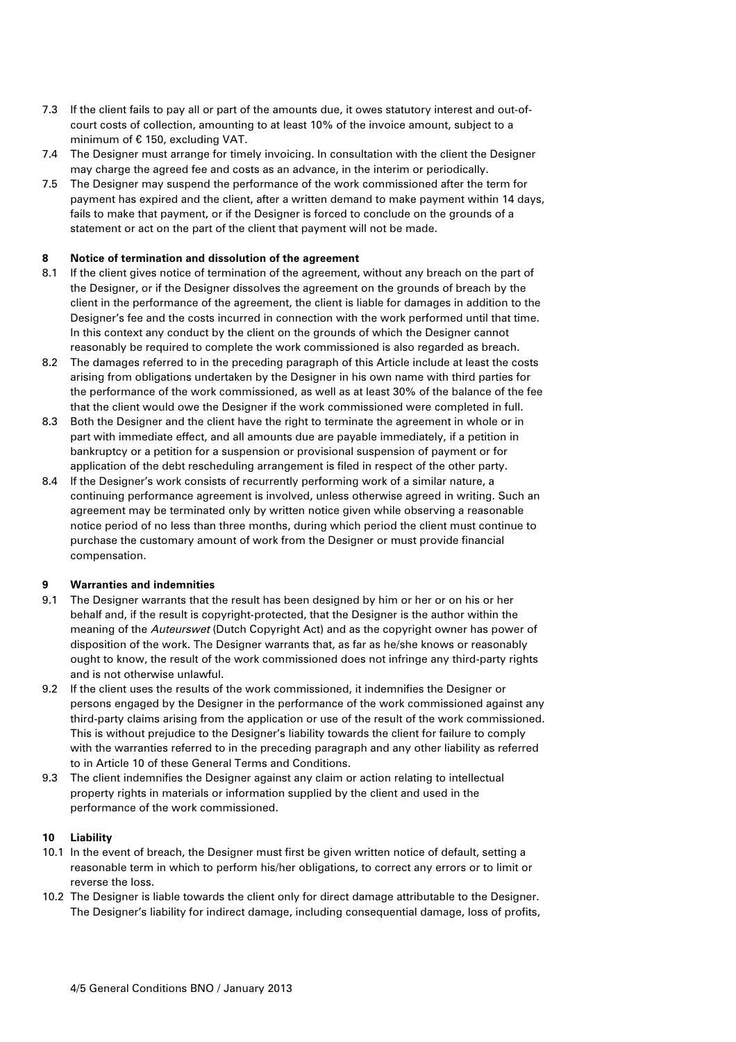7.3 If the client fails to pay all or part of the amounts due, it owes statutory interest and out-of-court costs of collection, amounting to at least 10% of the invoice amount, subject to a minimum of € 150, excluding VAT.

7.4 The Designer must arrange for timely invoicing. In consultation with the client the Designer may charge the agreed fee and costs as an advance, in the interim or periodically.

7.5 The Designer may suspend the performance of the work commissioned after the term for payment has expired and the client, after a written demand to make payment within 14 days, fails to make that payment, or if the Designer is forced to conclude on the grounds of a statement or act on the part of the client that payment will not be made.

**8 Notice of termination and dissolution of the agreement**

8.1 If the client gives notice of termination of the agreement, without any breach on the part of the Designer, or if the Designer dissolves the agreement on the grounds of breach by the client in the performance of the agreement, the client is liable for damages in addition to the Designer's fee and the costs incurred in connection with the work performed until that time. In this context any conduct by the client on the grounds of which the Designer cannot reasonably be required to complete the work commissioned is also regarded as breach.

8.2 The damages referred to in the preceding paragraph of this Article include at least the costs arising from obligations undertaken by the Designer in his own name with third parties for the performance of the work commissioned, as well as at least 30% of the balance of the fee that the client would owe the Designer if the work commissioned were completed in full.

8.3 Both the Designer and the client have the right to terminate the agreement in whole or in part with immediate effect, and all amounts due are payable immediately, if a petition in bankruptcy or a petition for a suspension or provisional suspension of payment or for application of the debt rescheduling arrangement is filed in respect of the other party.

8.4 If the Designer's work consists of recurrently performing work of a similar nature, a continuing performance agreement is involved, unless otherwise agreed in writing. Such an agreement may be terminated only by written notice given while observing a reasonable notice period of no less than three months, during which period the client must continue to purchase the customary amount of work from the Designer or must provide financial compensation.

**9 Warranties and indemnities**

9.1 The Designer warrants that the result has been designed by him or her or on his or her behalf and, if the result is copyright-protected, that the Designer is the author within the meaning of the *Auteurswet* (Dutch Copyright Act) and as the copyright owner has power of disposition of the work. The Designer warrants that, as far as he/she knows or reasonably ought to know, the result of the work commissioned does not infringe any third-party rights and is not otherwise unlawful.

9.2 If the client uses the results of the work commissioned, it indemnifies the Designer or persons engaged by the Designer in the performance of the work commissioned against any third-party claims arising from the application or use of the result of the work commissioned. This is without prejudice to the Designer's liability towards the client for failure to comply with the warranties referred to in the preceding paragraph and any other liability as referred to in Article 10 of these General Terms and Conditions.

9.3 The client indemnifies the Designer against any claim or action relating to intellectual property rights in materials or information supplied by the client and used in the performance of the work commissioned.

**10 Liability**

10.1 In the event of breach, the Designer must first be given written notice of default, setting a reasonable term in which to perform his/her obligations, to correct any errors or to limit or reverse the loss.

10.2 The Designer is liable towards the client only for direct damage attributable to the Designer. The Designer's liability for indirect damage, including consequential damage, loss of profits,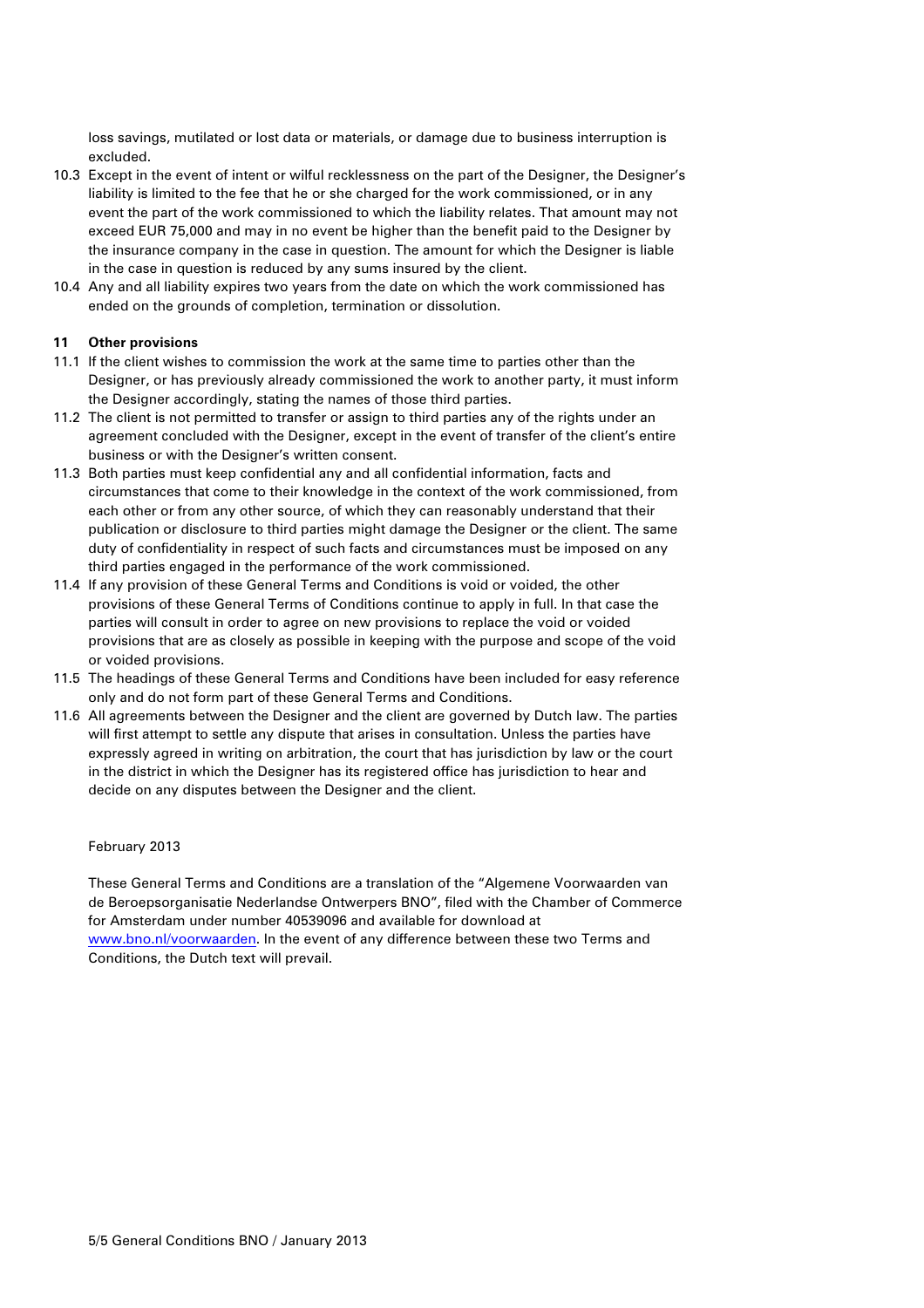loss savings, mutilated or lost data or materials, or damage due to business interruption is excluded.

10.3 Except in the event of intent or wilful recklessness on the part of the Designer, the Designer's liability is limited to the fee that he or she charged for the work commissioned, or in any event the part of the work commissioned to which the liability relates. That amount may not exceed EUR 75,000 and may in no event be higher than the benefit paid to the Designer by the insurance company in the case in question. The amount for which the Designer is liable in the case in question is reduced by any sums insured by the client.

10.4 Any and all liability expires two years from the date on which the work commissioned has ended on the grounds of completion, termination or dissolution.

### 11 Other provisions

11.1 If the client wishes to commission the work at the same time to parties other than the Designer, or has previously already commissioned the work to another party, it must inform the Designer accordingly, stating the names of those third parties.

11.2 The client is not permitted to transfer or assign to third parties any of the rights under an agreement concluded with the Designer, except in the event of transfer of the client's entire business or with the Designer's written consent.

11.3 Both parties must keep confidential any and all confidential information, facts and circumstances that come to their knowledge in the context of the work commissioned, from each other or from any other source, of which they can reasonably understand that their publication or disclosure to third parties might damage the Designer or the client. The same duty of confidentiality in respect of such facts and circumstances must be imposed on any third parties engaged in the performance of the work commissioned.

11.4 If any provision of these General Terms and Conditions is void or voided, the other provisions of these General Terms of Conditions continue to apply in full. In that case the parties will consult in order to agree on new provisions to replace the void or voided provisions that are as closely as possible in keeping with the purpose and scope of the void or voided provisions.

11.5 The headings of these General Terms and Conditions have been included for easy reference only and do not form part of these General Terms and Conditions.

11.6 All agreements between the Designer and the client are governed by Dutch law. The parties will first attempt to settle any dispute that arises in consultation. Unless the parties have expressly agreed in writing on arbitration, the court that has jurisdiction by law or the court in the district in which the Designer has its registered office has jurisdiction to hear and decide on any disputes between the Designer and the client.

February 2013

These General Terms and Conditions are a translation of the "Algemene Voorwaarden van de Beroepsorganisatie Nederlandse Ontwerpers BNO", filed with the Chamber of Commerce for Amsterdam under number 40539096 and available for download at www.bno.nl/voorwaarden. In the event of any difference between these two Terms and Conditions, the Dutch text will prevail.